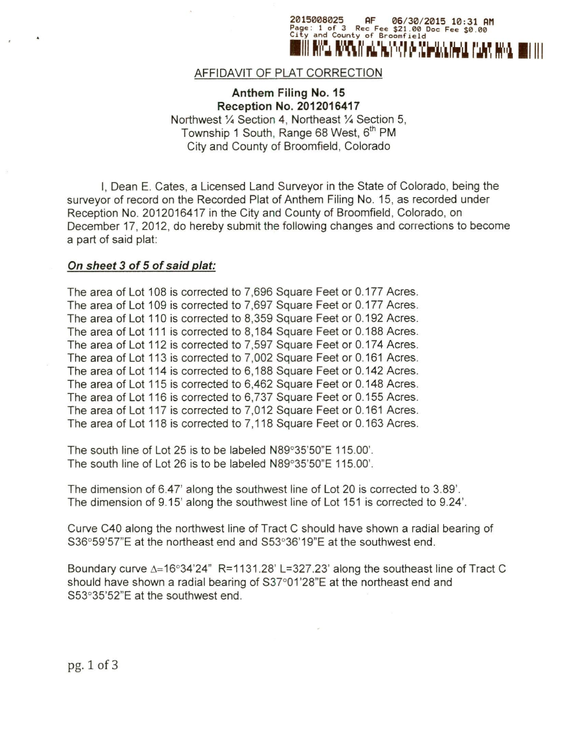2015008025 AF 06/30/2015 10:31 AM
Page: 1 of 3 Rec Fee $21.00 Doc Fee $0.00
City and County of Broomfield

## AFFIDAVIT OF PLAT CORRECTION

**Anthem Filing No. 15**
**Reception No. 2012016417**
Northwest ¼ Section 4, Northeast ¼ Section 5,
Township 1 South, Range 68 West, 6th PM
City and County of Broomfield, Colorado

I, Dean E. Cates, a Licensed Land Surveyor in the State of Colorado, being the surveyor of record on the Recorded Plat of Anthem Filing No. 15, as recorded under Reception No. 2012016417 in the City and County of Broomfield, Colorado, on December 17, 2012, do hereby submit the following changes and corrections to become a part of said plat:

***On sheet 3 of 5 of said plat:***

The area of Lot 108 is corrected to 7,696 Square Feet or 0.177 Acres.
The area of Lot 109 is corrected to 7,697 Square Feet or 0.177 Acres.
The area of Lot 110 is corrected to 8,359 Square Feet or 0.192 Acres.
The area of Lot 111 is corrected to 8,184 Square Feet or 0.188 Acres.
The area of Lot 112 is corrected to 7,597 Square Feet or 0.174 Acres.
The area of Lot 113 is corrected to 7,002 Square Feet or 0.161 Acres.
The area of Lot 114 is corrected to 6,188 Square Feet or 0.142 Acres.
The area of Lot 115 is corrected to 6,462 Square Feet or 0.148 Acres.
The area of Lot 116 is corrected to 6,737 Square Feet or 0.155 Acres.
The area of Lot 117 is corrected to 7,012 Square Feet or 0.161 Acres.
The area of Lot 118 is corrected to 7,118 Square Feet or 0.163 Acres.

The south line of Lot 25 is to be labeled N89°35'50"E 115.00'.
The south line of Lot 26 is to be labeled N89°35'50"E 115.00'.

The dimension of 6.47' along the southwest line of Lot 20 is corrected to 3.89'.
The dimension of 9.15' along the southwest line of Lot 151 is corrected to 9.24'.

Curve C40 along the northwest line of Tract C should have shown a radial bearing of S36°59'57"E at the northeast end and S53°36'19"E at the southwest end.

Boundary curve Δ=16°34'24" R=1131.28' L=327.23' along the southeast line of Tract C should have shown a radial bearing of S37°01'28"E at the northeast end and S53°35'52"E at the southwest end.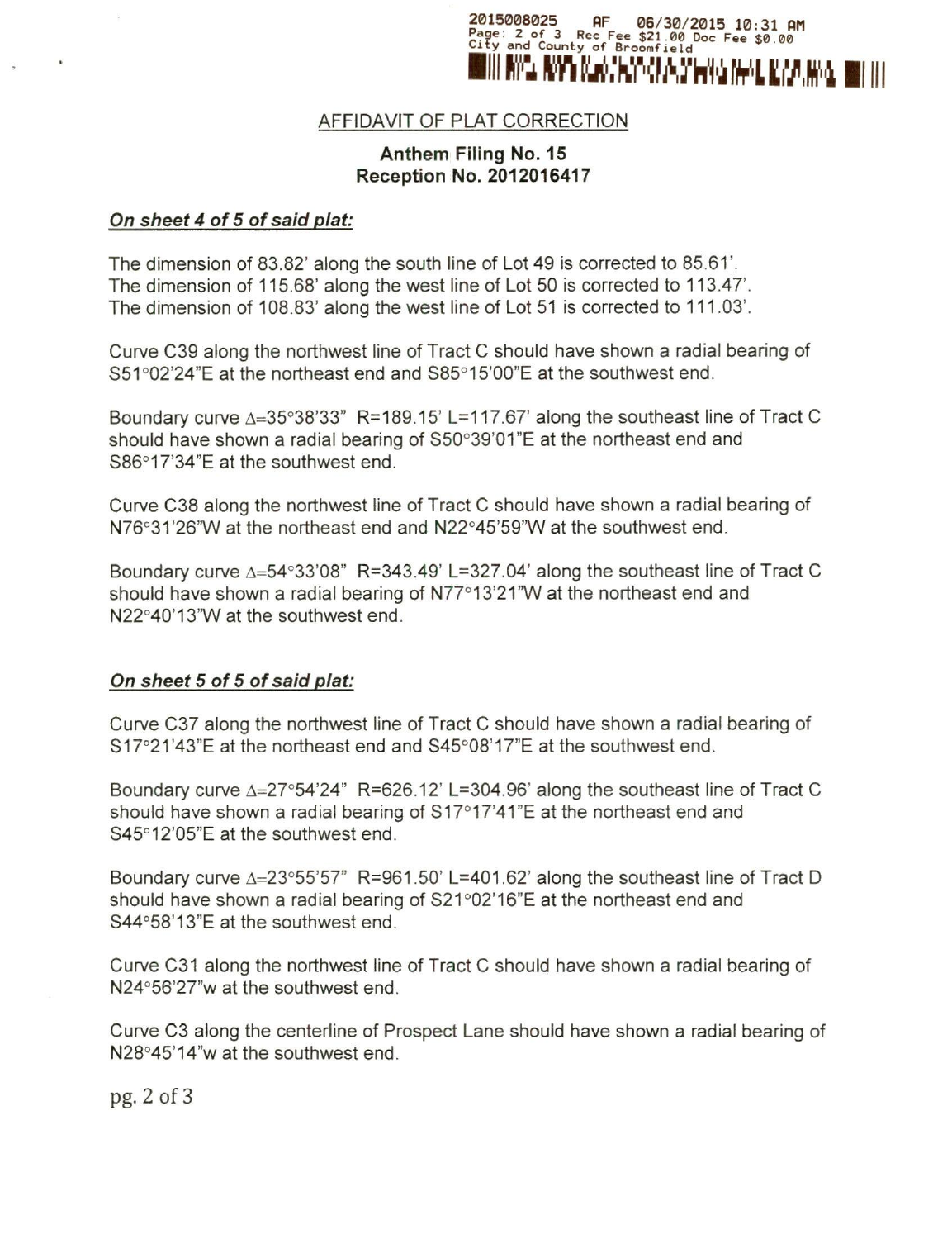2015008025 AF 06/30/2015 10:31 AM
Page: 2 of 3 Rec Fee $21.00 Doc Fee $0.00
City and County of Broomfield

## AFFIDAVIT OF PLAT CORRECTION

**Anthem Filing No. 15**
**Reception No. 2012016417**

***On sheet 4 of 5 of said plat:***

The dimension of 83.82' along the south line of Lot 49 is corrected to 85.61'.
The dimension of 115.68' along the west line of Lot 50 is corrected to 113.47'.
The dimension of 108.83' along the west line of Lot 51 is corrected to 111.03'.

Curve C39 along the northwest line of Tract C should have shown a radial bearing of S51°02'24"E at the northeast end and S85°15'00"E at the southwest end.

Boundary curve Δ=35°38'33" R=189.15' L=117.67' along the southeast line of Tract C should have shown a radial bearing of S50°39'01"E at the northeast end and S86°17'34"E at the southwest end.

Curve C38 along the northwest line of Tract C should have shown a radial bearing of N76°31'26"W at the northeast end and N22°45'59"W at the southwest end.

Boundary curve Δ=54°33'08" R=343.49' L=327.04' along the southeast line of Tract C should have shown a radial bearing of N77°13'21"W at the northeast end and N22°40'13"W at the southwest end.

***On sheet 5 of 5 of said plat:***

Curve C37 along the northwest line of Tract C should have shown a radial bearing of S17°21'43"E at the northeast end and S45°08'17"E at the southwest end.

Boundary curve Δ=27°54'24" R=626.12' L=304.96' along the southeast line of Tract C should have shown a radial bearing of S17°17'41"E at the northeast end and S45°12'05"E at the southwest end.

Boundary curve Δ=23°55'57" R=961.50' L=401.62' along the southeast line of Tract D should have shown a radial bearing of S21°02'16"E at the northeast end and S44°58'13"E at the southwest end.

Curve C31 along the northwest line of Tract C should have shown a radial bearing of N24°56'27"w at the southwest end.

Curve C3 along the centerline of Prospect Lane should have shown a radial bearing of N28°45'14"w at the southwest end.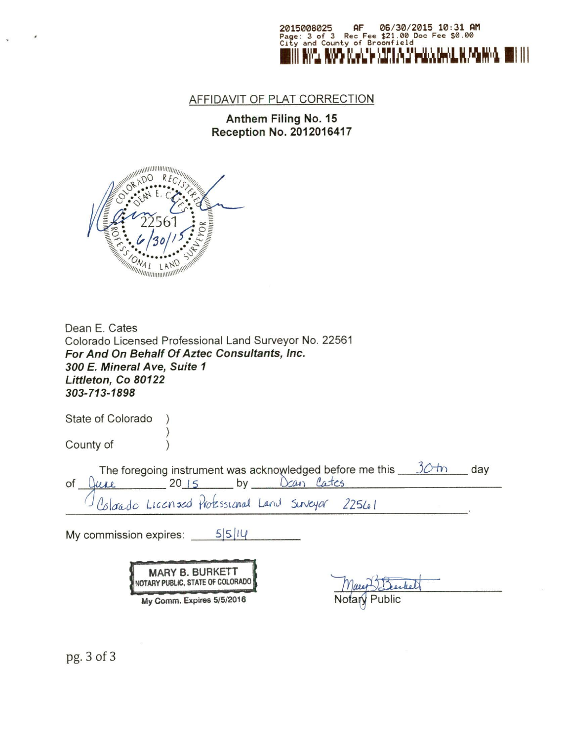2015008025 AF 06/30/2015 10:31 AM
Page: 3 of 3 Rec Fee $21.00 Doc Fee $0.00
City and County of Broomfield

## AFFIDAVIT OF PLAT CORRECTION

**Anthem Filing No. 15**
**Reception No. 2012016417**

COLORADO REGISTERED DEAN E. CATES 22561 6/30/15 PROFESSIONAL LAND SURVEYOR

Dean E. Cates
Colorado Licensed Professional Land Surveyor No. 22561
***For And On Behalf Of Aztec Consultants, Inc.***
***300 E. Mineral Ave, Suite 1***
***Littleton, Co 80122***
***303-713-1898***

State of Colorado )
)
County of )

The foregoing instrument was acknowledged before me this 30th day of June 20 15 by Dean Cates Colorado Licensed Professional Land Surveyor 22561.

My commission expires: 5/5/14

MARY B. BURKETT
NOTARY PUBLIC, STATE OF COLORADO
My Comm. Expires 5/5/2016

Notary Public